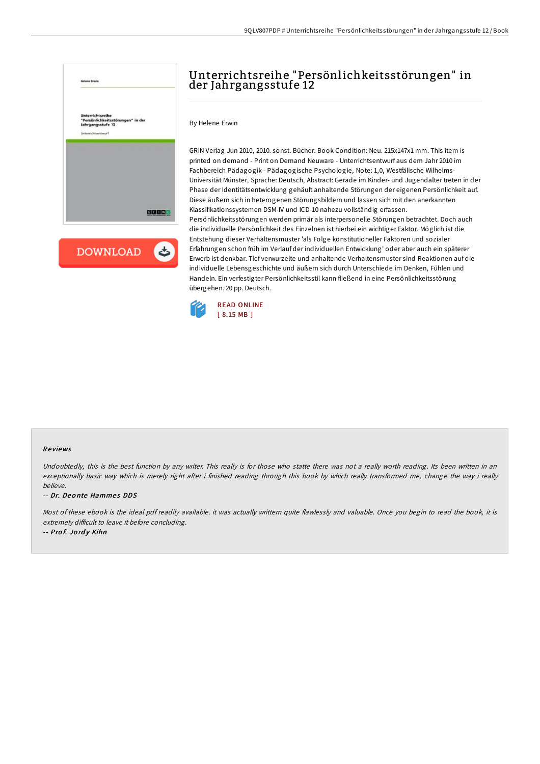# Unterrichtsreihe "Persönlichkeitsstörungen" in der Jahrgangsstufe 12

By Helene Erwin

GRIN Verlag Jun 2010, 2010. sonst. Bücher. Book Condition: Neu. 215x147x1 mm. This item is printed on demand - Print on Demand Neuware - Unterrichtsentwurf aus dem Jahr 2010 im Fachbereich Pädagogik - Pädagogische Psychologie, Note: 1,0, Westfälische Wilhelms-Universität Münster, Sprache: Deutsch, Abstract: Gerade im Kinder- und Jugendalter treten in der Phase der Identitätsentwicklung gehäuft anhaltende Störungen der eigenen Persönlichkeit auf. Diese äußern sich in heterogenen Störungsbildern und lassen sich mit den anerkannten Klassifikationssystemen DSM-IV und ICD-10 nahezu vollständig erfassen. Persönlichkeitsstörungen werden primär als interpersonelle Störungen betrachtet. Doch auch die individuelle Persönlichkeit des Einzelnen ist hierbei ein wichtiger Faktor. Möglich ist die Entstehung dieser Verhaltensmuster 'als Folge konstitutioneller Faktoren und sozialer Erfahrungen schon früh im Verlauf der individuellen Entwicklung' oder aber auch ein späterer Erwerb ist denkbar. Tief verwurzelte und anhaltende Verhaltensmuster sind Reaktionen auf die individuelle Lebensgeschichte und äußern sich durch Unterschiede im Denken, Fühlen und Handeln. Ein verfestigter Persönlichkeitsstil kann fließend in eine Persönlichkeitsstörung übergehen. 20 pp. Deutsch.

READ ONLINE
[ 8.15 MB ]

## Reviews

*Undoubtedly, this is the best function by any writer. This really is for those who statte there was not a really worth reading. Its been written in an exceptionally basic way which is merely right after i finished reading through this book by which really transformed me, change the way i really believe.*

-- *Dr. Deonte Hammes DDS*

*Most of these ebook is the ideal pdf readily available. it was actually writtern quite flawlessly and valuable. Once you begin to read the book, it is extremely difficult to leave it before concluding.*

-- *Prof. Jordy Kihn*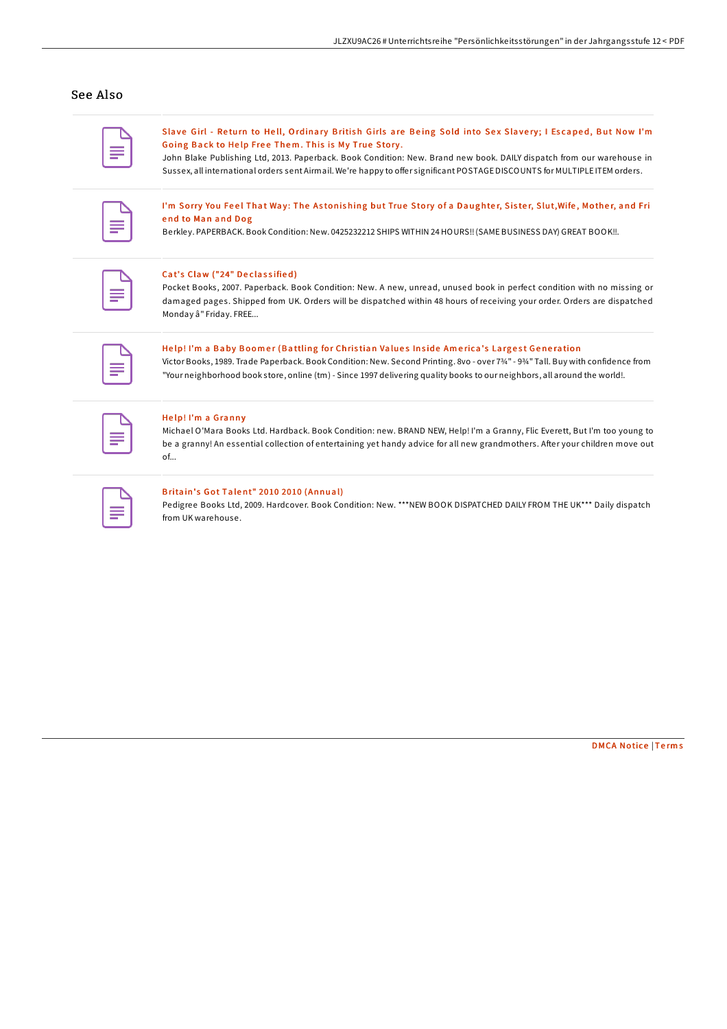## See Also

**Slave Girl - Return to Hell, Ordinary British Girls are Being Sold into Sex Slavery; I Escaped, But Now I'm Going Back to Help Free Them. This is My True Story.**

John Blake Publishing Ltd, 2013. Paperback. Book Condition: New. Brand new book. DAILY dispatch from our warehouse in Sussex, all international orders sent Airmail. We're happy to offer significant POSTAGE DISCOUNTS for MULTIPLE ITEM orders.

**I'm Sorry You Feel That Way: The Astonishing but True Story of a Daughter, Sister, Slut,Wife, Mother, and Friend to Man and Dog**

Berkley. PAPERBACK. Book Condition: New. 0425232212 SHIPS WITHIN 24 HOURS!! (SAME BUSINESS DAY) GREAT BOOK!!.

**Cat's Claw ("24" Declassified)**

Pocket Books, 2007. Paperback. Book Condition: New. A new, unread, unused book in perfect condition with no missing or damaged pages. Shipped from UK. Orders will be dispatched within 48 hours of receiving your order. Orders are dispatched Monday â" Friday. FREE...

**Help! I'm a Baby Boomer (Battling for Christian Values Inside America's Largest Generation**

Victor Books, 1989. Trade Paperback. Book Condition: New. Second Printing. 8vo - over 7¾" - 9¾" Tall. Buy with confidence from "Your neighborhood book store, online (tm) - Since 1997 delivering quality books to our neighbors, all around the world!.

**Help! I'm a Granny**

Michael O'Mara Books Ltd. Hardback. Book Condition: new. BRAND NEW, Help! I'm a Granny, Flic Everett, But I'm too young to be a granny! An essential collection of entertaining yet handy advice for all new grandmothers. After your children move out of...

**Britain's Got Talent" 2010 2010 (Annual)**

Pedigree Books Ltd, 2009. Hardcover. Book Condition: New. ***NEW BOOK DISPATCHED DAILY FROM THE UK*** Daily dispatch from UK warehouse.